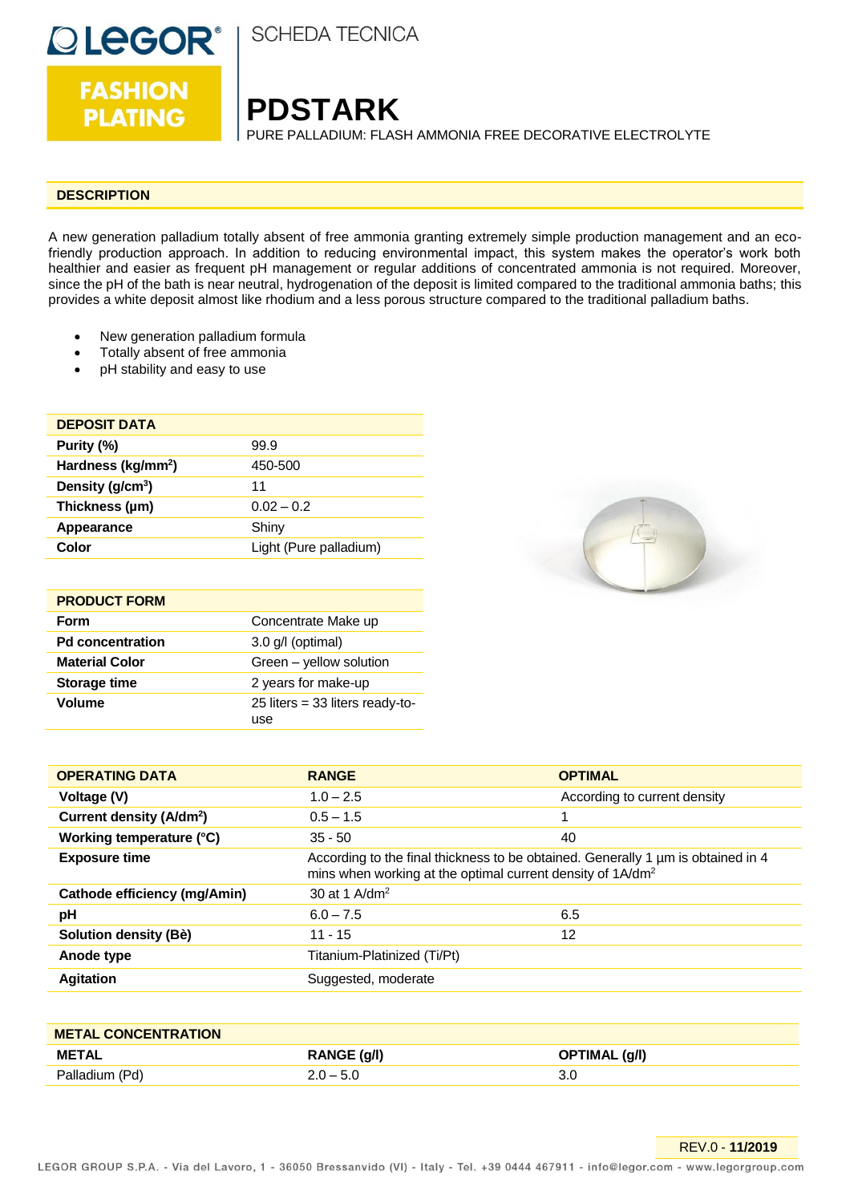LEGOR® FASHION PLATING

SCHEDA TECNICA

# PDSTARK

PURE PALLADIUM: FLASH AMMONIA FREE DECORATIVE ELECTROLYTE

## DESCRIPTION

A new generation palladium totally absent of free ammonia granting extremely simple production management and an eco-friendly production approach. In addition to reducing environmental impact, this system makes the operator's work both healthier and easier as frequent pH management or regular additions of concentrated ammonia is not required. Moreover, since the pH of the bath is near neutral, hydrogenation of the deposit is limited compared to the traditional ammonia baths; this provides a white deposit almost like rhodium and a less porous structure compared to the traditional palladium baths.

- New generation palladium formula
- Totally absent of free ammonia
- pH stability and easy to use

| DEPOSIT DATA | |
|---|---|
| **Purity (%)** | 99.9 |
| **Hardness (kg/mm$^2$)** | 450-500 |
| **Density (g/cm$^3$)** | 11 |
| **Thickness (µm)** | 0.02 – 0.2 |
| **Appearance** | Shiny |
| **Color** | Light (Pure palladium) |

| PRODUCT FORM | |
|---|---|
| **Form** | Concentrate Make up |
| **Pd concentration** | 3.0 g/l (optimal) |
| **Material Color** | Green – yellow solution |
| **Storage time** | 2 years for make-up |
| **Volume** | 25 liters = 33 liters ready-to-use |

| OPERATING DATA | RANGE | OPTIMAL |
|---|---|---|
| **Voltage (V)** | 1.0 – 2.5 | According to current density |
| **Current density (A/dm$^2$)** | 0.5 – 1.5 | 1 |
| **Working temperature (°C)** | 35 - 50 | 40 |
| **Exposure time** | According to the final thickness to be obtained. Generally 1 µm is obtained in 4 mins when working at the optimal current density of 1A/dm$^2$ | |
| **Cathode efficiency (mg/Amin)** | 30 at 1 A/dm$^2$ | |
| **pH** | 6.0 – 7.5 | 6.5 |
| **Solution density (Bè)** | 11 - 15 | 12 |
| **Anode type** | Titanium-Platinized (Ti/Pt) | |
| **Agitation** | Suggested, moderate | |

| METAL CONCENTRATION | | |
|---|---|---|
| **METAL** | **RANGE (g/l)** | **OPTIMAL (g/l)** |
| Palladium (Pd) | 2.0 – 5.0 | 3.0 |

REV.0 - **11/2019**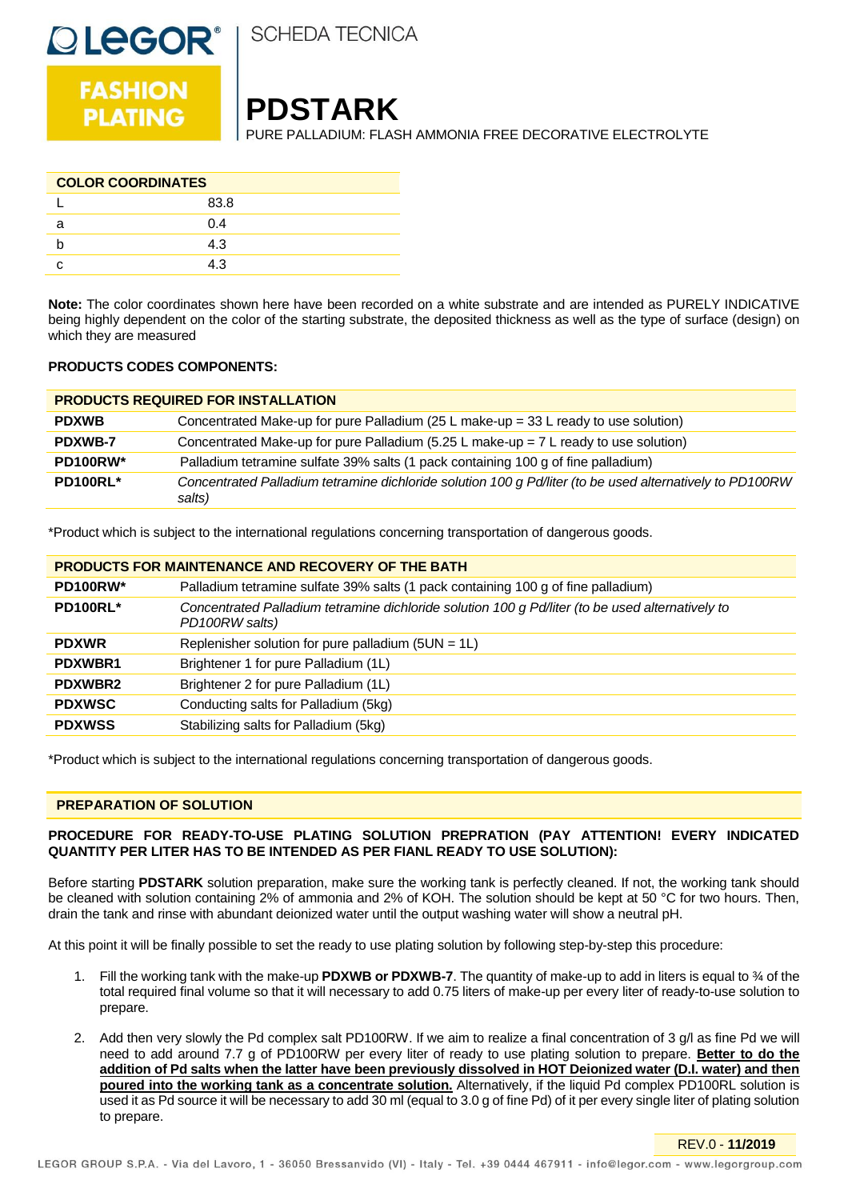# PDSTARK

PURE PALLADIUM: FLASH AMMONIA FREE DECORATIVE ELECTROLYTE

| COLOR COORDINATES | |
|---|---|
| L | 83.8 |
| a | 0.4 |
| b | 4.3 |
| c | 4.3 |

**Note:** The color coordinates shown here have been recorded on a white substrate and are intended as PURELY INDICATIVE being highly dependent on the color of the starting substrate, the deposited thickness as well as the type of surface (design) on which they are measured

**PRODUCTS CODES COMPONENTS:**

| PRODUCTS REQUIRED FOR INSTALLATION | |
|---|---|
| **PDXWB** | Concentrated Make-up for pure Palladium (25 L make-up = 33 L ready to use solution) |
| **PDXWB-7** | Concentrated Make-up for pure Palladium (5.25 L make-up = 7 L ready to use solution) |
| **PD100RW*** | Palladium tetramine sulfate 39% salts (1 pack containing 100 g of fine palladium) |
| **PD100RL*** | *Concentrated Palladium tetramine dichloride solution 100 g Pd/liter (to be used alternatively to PD100RW salts)* |

*Product which is subject to the international regulations concerning transportation of dangerous goods.

| PRODUCTS FOR MAINTENANCE AND RECOVERY OF THE BATH | |
|---|---|
| **PD100RW*** | Palladium tetramine sulfate 39% salts (1 pack containing 100 g of fine palladium) |
| **PD100RL*** | *Concentrated Palladium tetramine dichloride solution 100 g Pd/liter (to be used alternatively to PD100RW salts)* |
| **PDXWR** | Replenisher solution for pure palladium (5UN = 1L) |
| **PDXWBR1** | Brightener 1 for pure Palladium (1L) |
| **PDXWBR2** | Brightener 2 for pure Palladium (1L) |
| **PDXWSC** | Conducting salts for Palladium (5kg) |
| **PDXWSS** | Stabilizing salts for Palladium (5kg) |

*Product which is subject to the international regulations concerning transportation of dangerous goods.

## PREPARATION OF SOLUTION

**PROCEDURE FOR READY-TO-USE PLATING SOLUTION PREPRATION (PAY ATTENTION! EVERY INDICATED QUANTITY PER LITER HAS TO BE INTENDED AS PER FIANL READY TO USE SOLUTION):**

Before starting **PDSTARK** solution preparation, make sure the working tank is perfectly cleaned. If not, the working tank should be cleaned with solution containing 2% of ammonia and 2% of KOH. The solution should be kept at 50 °C for two hours. Then, drain the tank and rinse with abundant deionized water until the output washing water will show a neutral pH.

At this point it will be finally possible to set the ready to use plating solution by following step-by-step this procedure:

1. Fill the working tank with the make-up **PDXWB or PDXWB-7**. The quantity of make-up to add in liters is equal to ¾ of the total required final volume so that it will necessary to add 0.75 liters of make-up per every liter of ready-to-use solution to prepare.
2. Add then very slowly the Pd complex salt PD100RW. If we aim to realize a final concentration of 3 g/l as fine Pd we will need to add around 7.7 g of PD100RW per every liter of ready to use plating solution to prepare. **Better to do the addition of Pd salts when the latter have been previously dissolved in HOT Deionized water (D.I. water) and then poured into the working tank as a concentrate solution.** Alternatively, if the liquid Pd complex PD100RL solution is used it as Pd source it will be necessary to add 30 ml (equal to 3.0 g of fine Pd) of it per every single liter of plating solution to prepare.

REV.0 - **11/2019**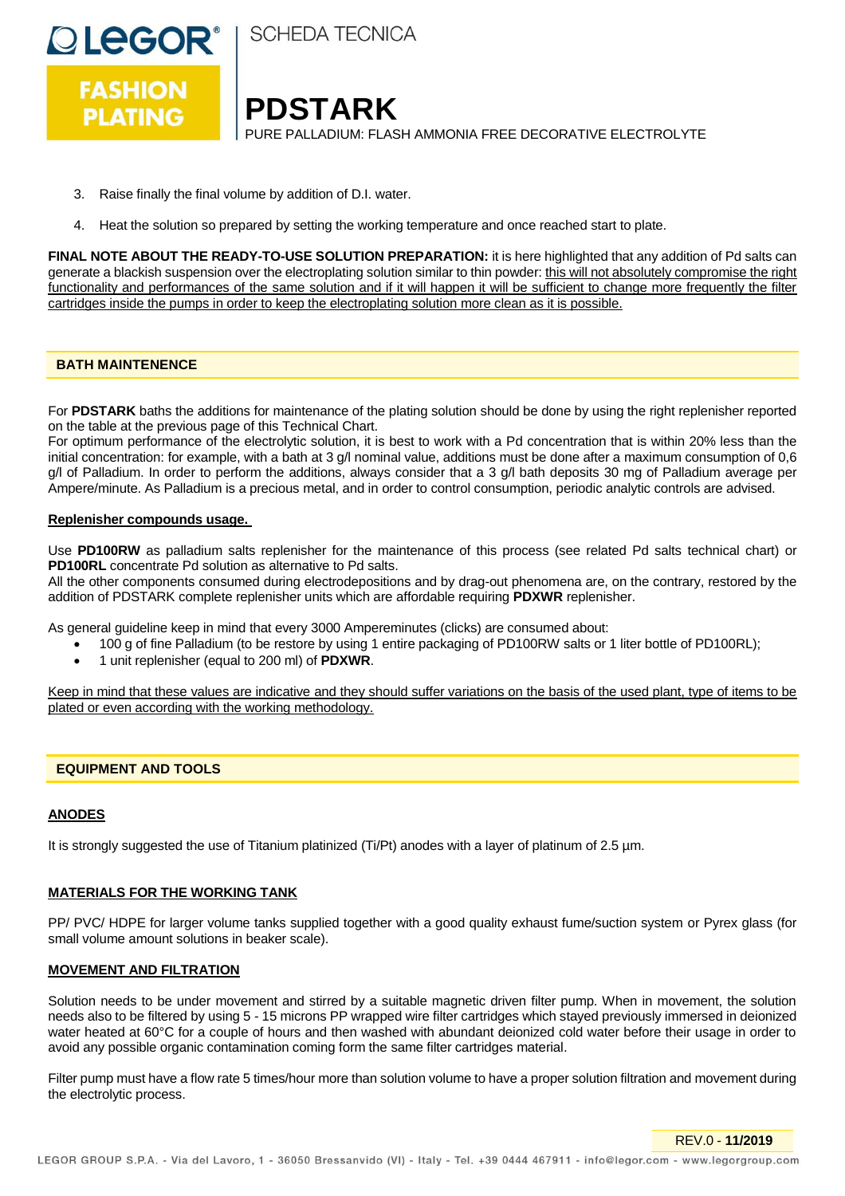3. Raise finally the final volume by addition of D.I. water.

4. Heat the solution so prepared by setting the working temperature and once reached start to plate.

**FINAL NOTE ABOUT THE READY-TO-USE SOLUTION PREPARATION:** it is here highlighted that any addition of Pd salts can generate a blackish suspension over the electroplating solution similar to thin powder: this will not absolutely compromise the right functionality and performances of the same solution and if it will happen it will be sufficient to change more frequently the filter cartridges inside the pumps in order to keep the electroplating solution more clean as it is possible.

## BATH MAINTENENCE

For **PDSTARK** baths the additions for maintenance of the plating solution should be done by using the right replenisher reported on the table at the previous page of this Technical Chart.
For optimum performance of the electrolytic solution, it is best to work with a Pd concentration that is within 20% less than the initial concentration: for example, with a bath at 3 g/l nominal value, additions must be done after a maximum consumption of 0,6 g/l of Palladium. In order to perform the additions, always consider that a 3 g/l bath deposits 30 mg of Palladium average per Ampere/minute. As Palladium is a precious metal, and in order to control consumption, periodic analytic controls are advised.

**Replenisher compounds usage.**

Use **PD100RW** as palladium salts replenisher for the maintenance of this process (see related Pd salts technical chart) or **PD100RL** concentrate Pd solution as alternative to Pd salts.
All the other components consumed during electrodepositions and by drag-out phenomena are, on the contrary, restored by the addition of PDSTARK complete replenisher units which are affordable requiring **PDXWR** replenisher.

As general guideline keep in mind that every 3000 Amperemintes (clicks) are consumed about:

- 100 g of fine Palladium (to be restore by using 1 entire packaging of PD100RW salts or 1 liter bottle of PD100RL);
- 1 unit replenisher (equal to 200 ml) of **PDXWR**.

Keep in mind that these values are indicative and they should suffer variations on the basis of the used plant, type of items to be plated or even according with the working methodology.

## EQUIPMENT AND TOOLS

**ANODES**

It is strongly suggested the use of Titanium platinized (Ti/Pt) anodes with a layer of platinum of 2.5 µm.

**MATERIALS FOR THE WORKING TANK**

PP/ PVC/ HDPE for larger volume tanks supplied together with a good quality exhaust fume/suction system or Pyrex glass (for small volume amount solutions in beaker scale).

**MOVEMENT AND FILTRATION**

Solution needs to be under movement and stirred by a suitable magnetic driven filter pump. When in movement, the solution needs also to be filtered by using 5 - 15 microns PP wrapped wire filter cartridges which stayed previously immersed in deionized water heated at 60°C for a couple of hours and then washed with abundant deionized cold water before their usage in order to avoid any possible organic contamination coming form the same filter cartridges material.

Filter pump must have a flow rate 5 times/hour more than solution volume to have a proper solution filtration and movement during the electrolytic process.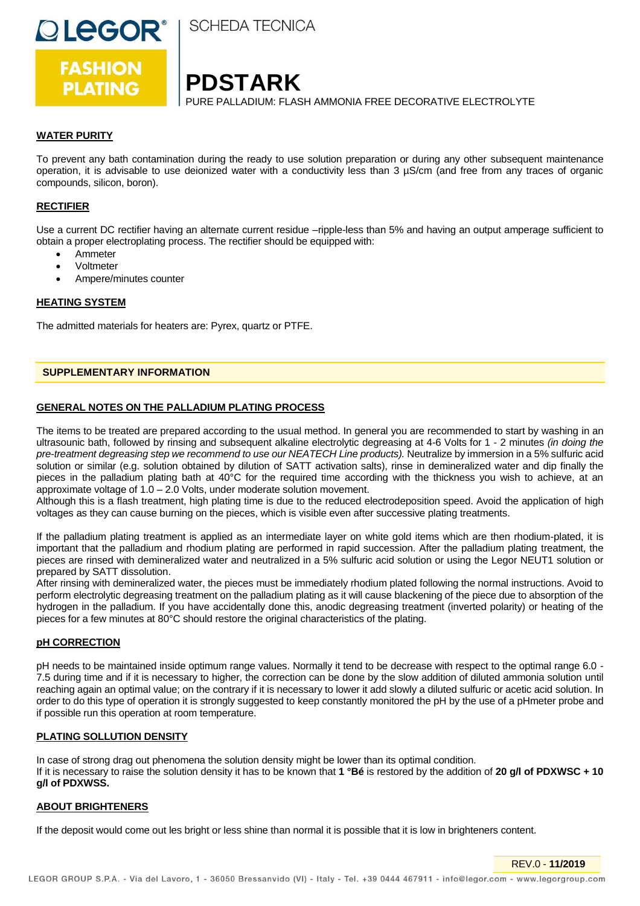#### WATER PURITY

To prevent any bath contamination during the ready to use solution preparation or during any other subsequent maintenance operation, it is advisable to use deionized water with a conductivity less than 3 µS/cm (and free from any traces of organic compounds, silicon, boron).

#### RECTIFIER

Use a current DC rectifier having an alternate current residue –ripple-less than 5% and having an output amperage sufficient to obtain a proper electroplating process. The rectifier should be equipped with:

- Ammeter
- Voltmeter
- Ampere/minutes counter

#### HEATING SYSTEM

The admitted materials for heaters are: Pyrex, quartz or PTFE.

## SUPPLEMENTARY INFORMATION

#### GENERAL NOTES ON THE PALLADIUM PLATING PROCESS

The items to be treated are prepared according to the usual method. In general you are recommended to start by washing in an ultrasounic bath, followed by rinsing and subsequent alkaline electrolytic degreasing at 4-6 Volts for 1 - 2 minutes *(in doing the pre-treatment degreasing step we recommend to use our NEATECH Line products).* Neutralize by immersion in a 5% sulfuric acid solution or similar (e.g. solution obtained by dilution of SATT activation salts), rinse in demineralized water and dip finally the pieces in the palladium plating bath at 40°C for the required time according with the thickness you wish to achieve, at an approximate voltage of 1.0 – 2.0 Volts, under moderate solution movement.
Although this is a flash treatment, high plating time is due to the reduced electrodeposition speed. Avoid the application of high voltages as they can cause burning on the pieces, which is visible even after successive plating treatments.

If the palladium plating treatment is applied as an intermediate layer on white gold items which are then rhodium-plated, it is important that the palladium and rhodium plating are performed in rapid succession. After the palladium plating treatment, the pieces are rinsed with demineralized water and neutralized in a 5% sulfuric acid solution or using the Legor NEUT1 solution or prepared by SATT dissolution.
After rinsing with demineralized water, the pieces must be immediately rhodium plated following the normal instructions. Avoid to perform electrolytic degreasing treatment on the palladium plating as it will cause blackening of the piece due to absorption of the hydrogen in the palladium. If you have accidentally done this, anodic degreasing treatment (inverted polarity) or heating of the pieces for a few minutes at 80°C should restore the original characteristics of the plating.

#### pH CORRECTION

pH needs to be maintained inside optimum range values. Normally it tend to be decrease with respect to the optimal range 6.0 - 7.5 during time and if it is necessary to higher, the correction can be done by the slow addition of diluted ammonia solution until reaching again an optimal value; on the contrary if it is necessary to lower it add slowly a diluted sulfuric or acetic acid solution. In order to do this type of operation it is strongly suggested to keep constantly monitored the pH by the use of a pHmeter probe and if possible run this operation at room temperature.

#### PLATING SOLLUTION DENSITY

In case of strong drag out phenomena the solution density might be lower than its optimal condition.
If it is necessary to raise the solution density it has to be known that **1 °Bé** is restored by the addition of **20 g/l of PDXWSC + 10 g/l of PDXWSS.**

#### ABOUT BRIGHTENERS

If the deposit would come out les bright or less shine than normal it is possible that it is low in brighteners content.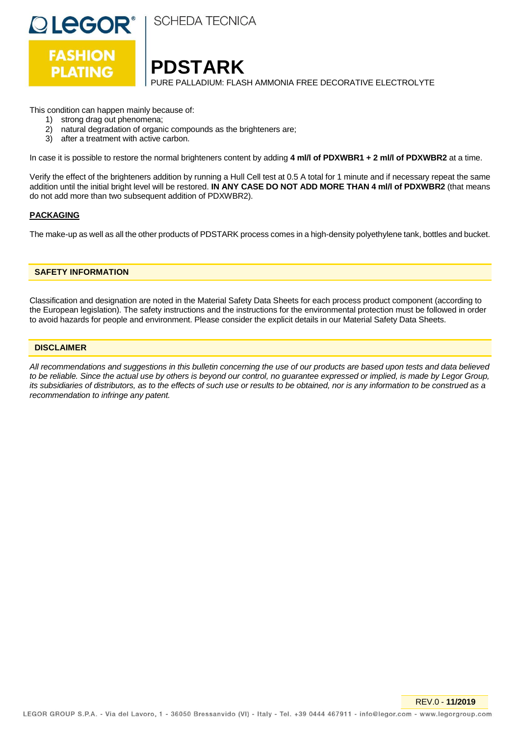This condition can happen mainly because of:

1) strong drag out phenomena;
2) natural degradation of organic compounds as the brighteners are;
3) after a treatment with active carbon.

In case it is possible to restore the normal brighteners content by adding **4 ml/l of PDXWBR1 + 2 ml/l of PDXWBR2** at a time.

Verify the effect of the brighteners addition by running a Hull Cell test at 0.5 A total for 1 minute and if necessary repeat the same addition until the initial bright level will be restored. **IN ANY CASE DO NOT ADD MORE THAN 4 ml/l of PDXWBR2** (that means do not add more than two subsequent addition of PDXWBR2).

## PACKAGING

The make-up as well as all the other products of PDSTARK process comes in a high-density polyethylene tank, bottles and bucket.

## SAFETY INFORMATION

Classification and designation are noted in the Material Safety Data Sheets for each process product component (according to the European legislation). The safety instructions and the instructions for the environmental protection must be followed in order to avoid hazards for people and environment. Please consider the explicit details in our Material Safety Data Sheets.

## DISCLAIMER

*All recommendations and suggestions in this bulletin concerning the use of our products are based upon tests and data believed to be reliable. Since the actual use by others is beyond our control, no guarantee expressed or implied, is made by Legor Group, its subsidiaries of distributors, as to the effects of such use or results to be obtained, nor is any information to be construed as a recommendation to infringe any patent.*